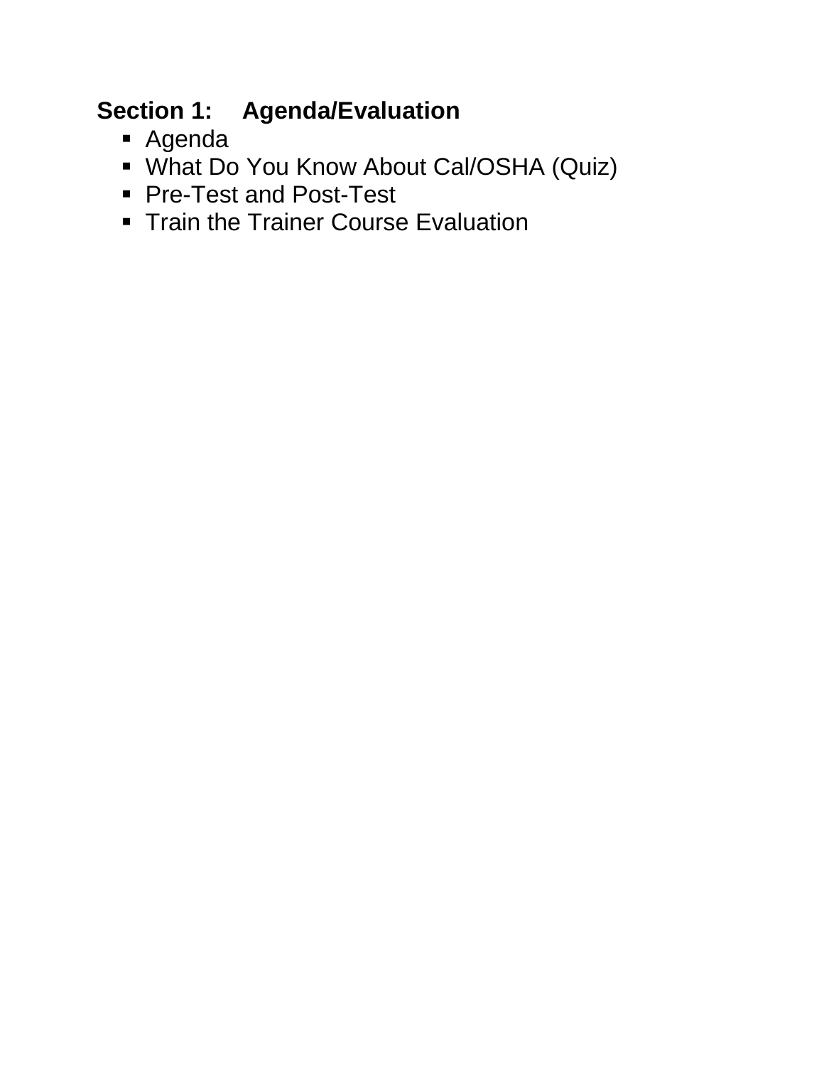## Section 1: Agenda/Evaluation

- Agenda
- What Do You Know About Cal/OSHA (Quiz)
- Pre-Test and Post-Test
- Train the Trainer Course Evaluation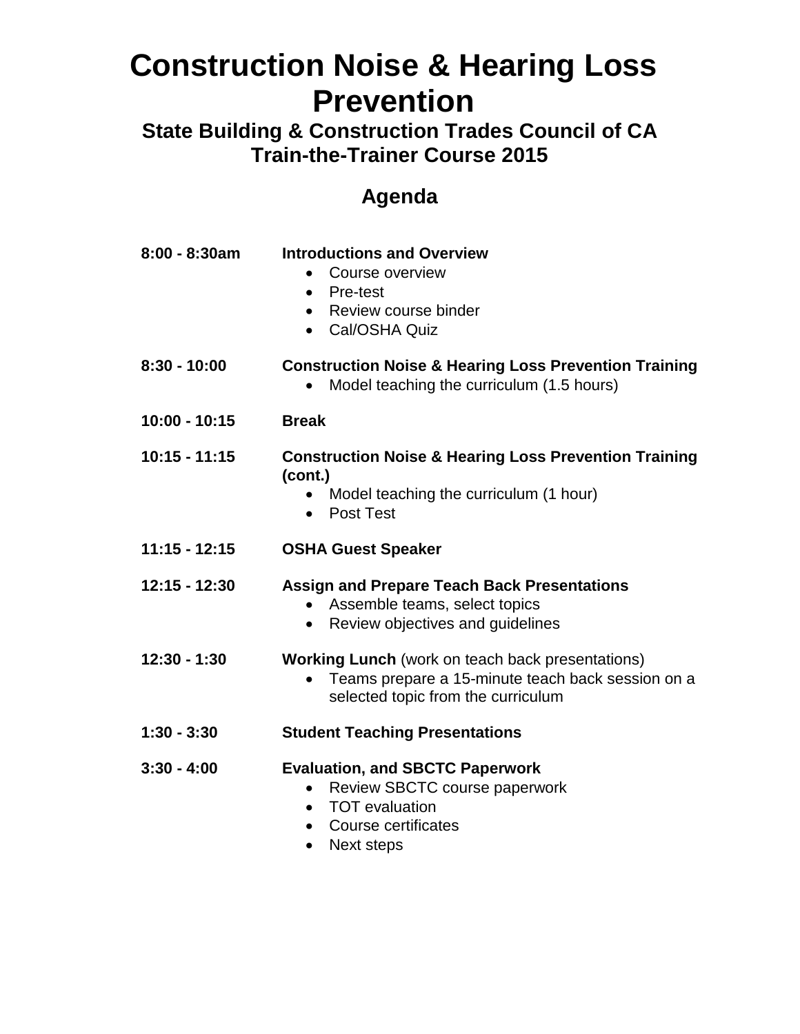# Construction Noise & Hearing Loss Prevention

## State Building & Construction Trades Council of CA
## Train-the-Trainer Course 2015

## Agenda

**8:00 - 8:30am** — **Introductions and Overview**
- Course overview
- Pre-test
- Review course binder
- Cal/OSHA Quiz

**8:30 - 10:00** — **Construction Noise & Hearing Loss Prevention Training**
- Model teaching the curriculum (1.5 hours)

**10:00 - 10:15** — **Break**

**10:15 - 11:15** — **Construction Noise & Hearing Loss Prevention Training (cont.)**
- Model teaching the curriculum (1 hour)
- Post Test

**11:15 - 12:15** — **OSHA Guest Speaker**

**12:15 - 12:30** — **Assign and Prepare Teach Back Presentations**
- Assemble teams, select topics
- Review objectives and guidelines

**12:30 - 1:30** — **Working Lunch** (work on teach back presentations)
- Teams prepare a 15-minute teach back session on a selected topic from the curriculum

**1:30 - 3:30** — **Student Teaching Presentations**

**3:30 - 4:00** — **Evaluation, and SBCTC Paperwork**
- Review SBCTC course paperwork
- TOT evaluation
- Course certificates
- Next steps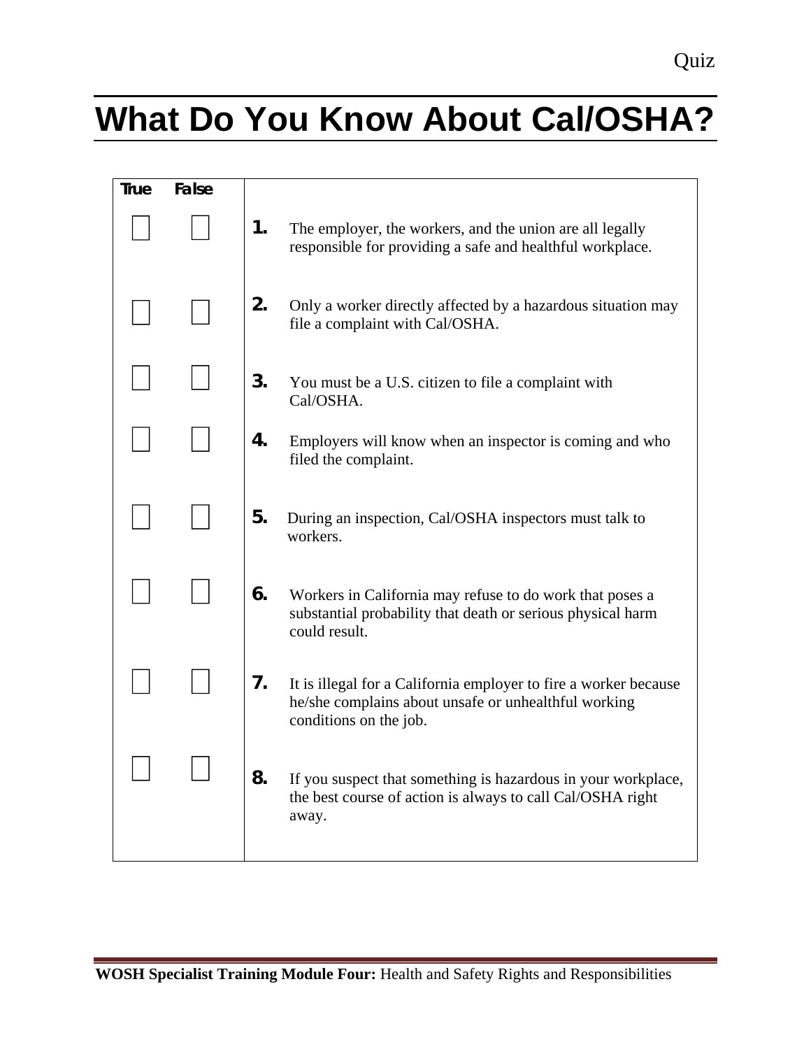Quiz

# What Do You Know About Cal/OSHA?

| True | False | |
|---|---|---|
| ☐ | ☐ | **1.** The employer, the workers, and the union are all legally responsible for providing a safe and healthful workplace. |
| ☐ | ☐ | **2.** Only a worker directly affected by a hazardous situation may file a complaint with Cal/OSHA. |
| ☐ | ☐ | **3.** You must be a U.S. citizen to file a complaint with Cal/OSHA. |
| ☐ | ☐ | **4.** Employers will know when an inspector is coming and who filed the complaint. |
| ☐ | ☐ | **5.** During an inspection, Cal/OSHA inspectors must talk to workers. |
| ☐ | ☐ | **6.** Workers in California may refuse to do work that poses a substantial probability that death or serious physical harm could result. |
| ☐ | ☐ | **7.** It is illegal for a California employer to fire a worker because he/she complains about unsafe or unhealthful working conditions on the job. |
| ☐ | ☐ | **8.** If you suspect that something is hazardous in your workplace, the best course of action is always to call Cal/OSHA right away. |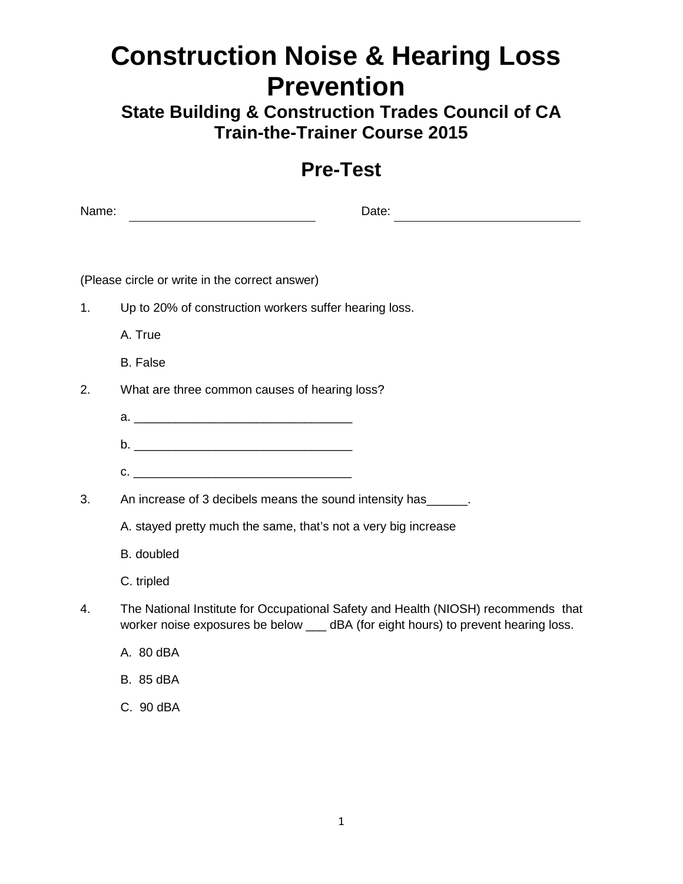# Construction Noise & Hearing Loss Prevention

## State Building & Construction Trades Council of CA
## Train-the-Trainer Course 2015

## Pre-Test

Name: ____________________________ Date: ____________________________

(Please circle or write in the correct answer)

1. Up to 20% of construction workers suffer hearing loss.

   A. True

   B. False

2. What are three common causes of hearing loss?

   a. _______________________________

   b. _______________________________

   c. _______________________________

3. An increase of 3 decibels means the sound intensity has______.

   A. stayed pretty much the same, that's not a very big increase

   B. doubled

   C. tripled

4. The National Institute for Occupational Safety and Health (NIOSH) recommends that worker noise exposures be below ___ dBA (for eight hours) to prevent hearing loss.

   A. 80 dBA

   B. 85 dBA

   C. 90 dBA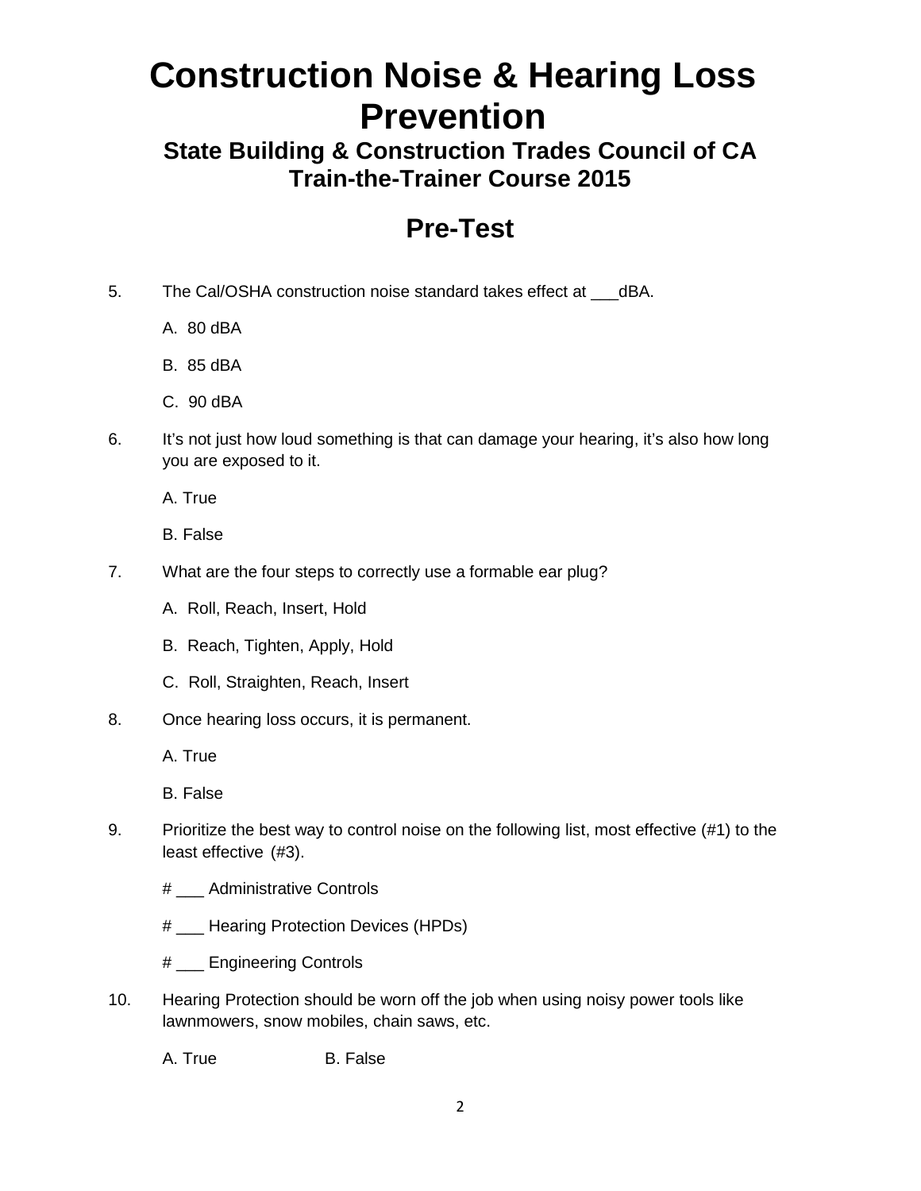# Construction Noise & Hearing Loss Prevention

## State Building & Construction Trades Council of CA Train-the-Trainer Course 2015

## Pre-Test

5. The Cal/OSHA construction noise standard takes effect at ___dBA.

   A. 80 dBA

   B. 85 dBA

   C. 90 dBA

6. It's not just how loud something is that can damage your hearing, it's also how long you are exposed to it.

   A. True

   B. False

7. What are the four steps to correctly use a formable ear plug?

   A. Roll, Reach, Insert, Hold

   B. Reach, Tighten, Apply, Hold

   C. Roll, Straighten, Reach, Insert

8. Once hearing loss occurs, it is permanent.

   A. True

   B. False

9. Prioritize the best way to control noise on the following list, most effective (#1) to the least effective (#3).

   # ___ Administrative Controls

   # ___ Hearing Protection Devices (HPDs)

   # ___ Engineering Controls

10. Hearing Protection should be worn off the job when using noisy power tools like lawnmowers, snow mobiles, chain saws, etc.

    A. True B. False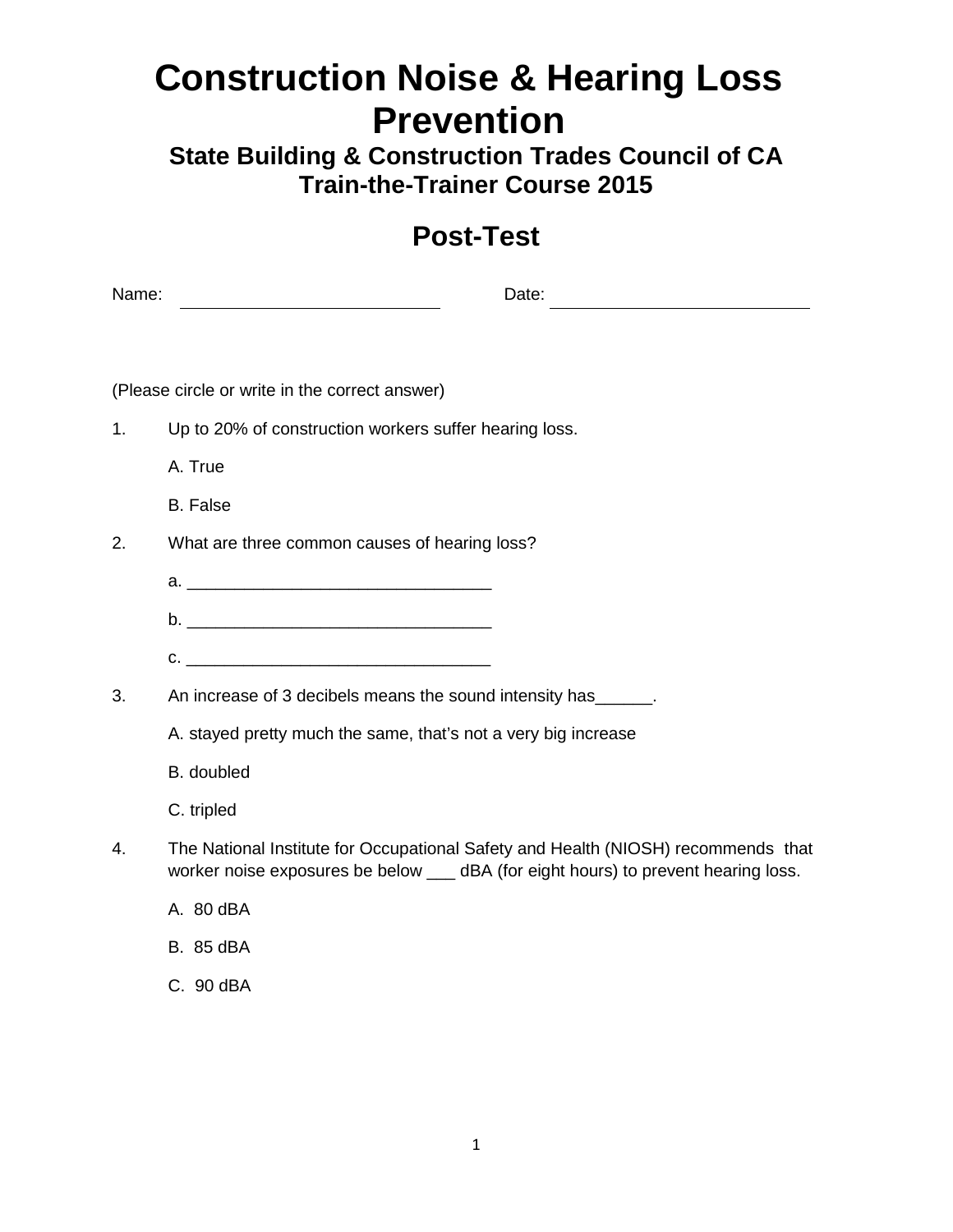# Construction Noise & Hearing Loss Prevention

## State Building & Construction Trades Council of CA
## Train-the-Trainer Course 2015

## Post-Test

Name: ___________________________ Date: ___________________________

(Please circle or write in the correct answer)

1. Up to 20% of construction workers suffer hearing loss.

   A. True

   B. False

2. What are three common causes of hearing loss?

   a. _______________________________

   b. _______________________________

   c. _______________________________

3. An increase of 3 decibels means the sound intensity has______.

   A. stayed pretty much the same, that's not a very big increase

   B. doubled

   C. tripled

4. The National Institute for Occupational Safety and Health (NIOSH) recommends that worker noise exposures be below ___ dBA (for eight hours) to prevent hearing loss.

   A. 80 dBA

   B. 85 dBA

   C. 90 dBA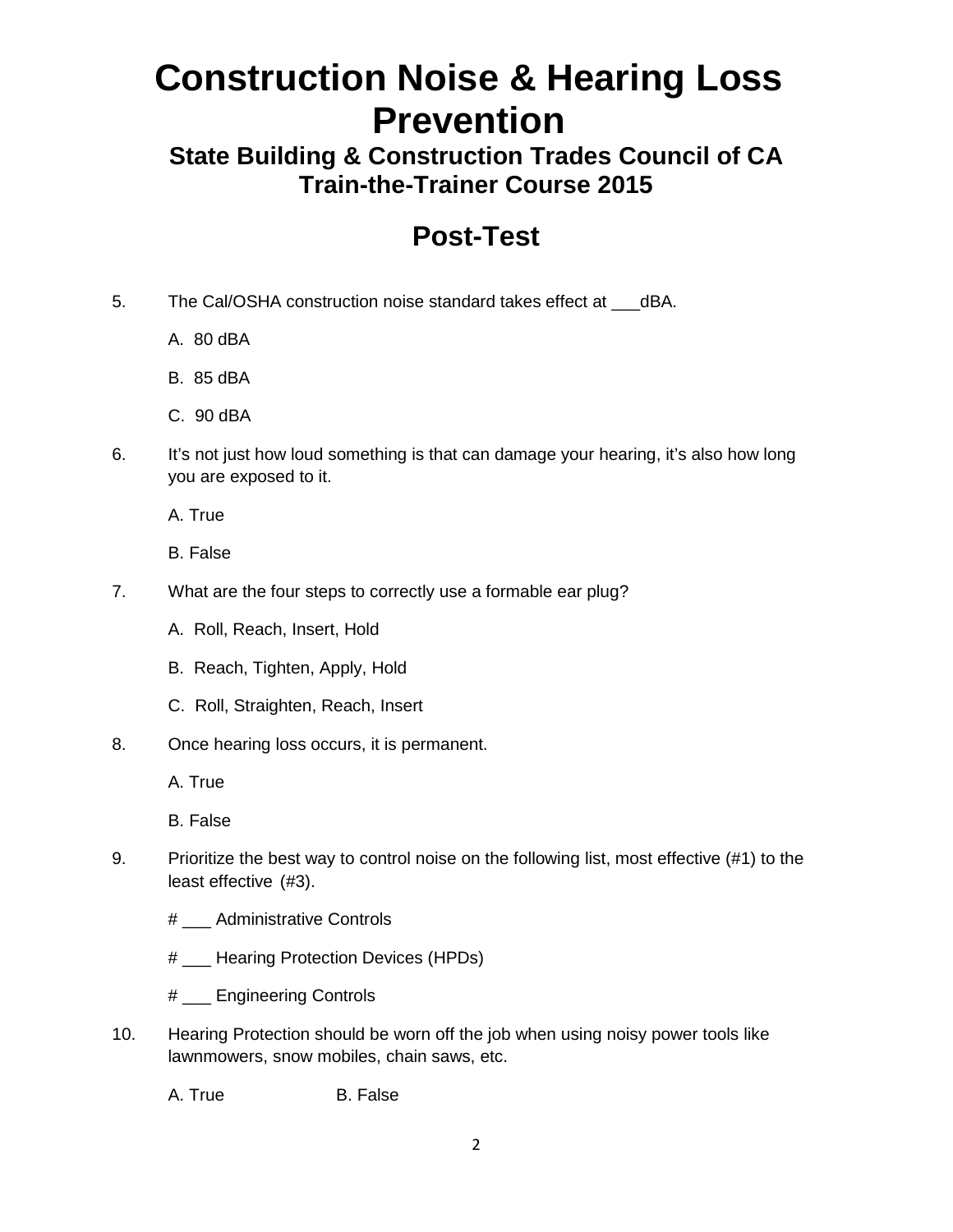# Construction Noise & Hearing Loss Prevention

## State Building & Construction Trades Council of CA
## Train-the-Trainer Course 2015

## Post-Test

5. The Cal/OSHA construction noise standard takes effect at ___dBA.

   A. 80 dBA

   B. 85 dBA

   C. 90 dBA

6. It's not just how loud something is that can damage your hearing, it's also how long you are exposed to it.

   A. True

   B. False

7. What are the four steps to correctly use a formable ear plug?

   A. Roll, Reach, Insert, Hold

   B. Reach, Tighten, Apply, Hold

   C. Roll, Straighten, Reach, Insert

8. Once hearing loss occurs, it is permanent.

   A. True

   B. False

9. Prioritize the best way to control noise on the following list, most effective (#1) to the least effective (#3).

   # ___ Administrative Controls

   # ___ Hearing Protection Devices (HPDs)

   # ___ Engineering Controls

10. Hearing Protection should be worn off the job when using noisy power tools like lawnmowers, snow mobiles, chain saws, etc.

    A. True B. False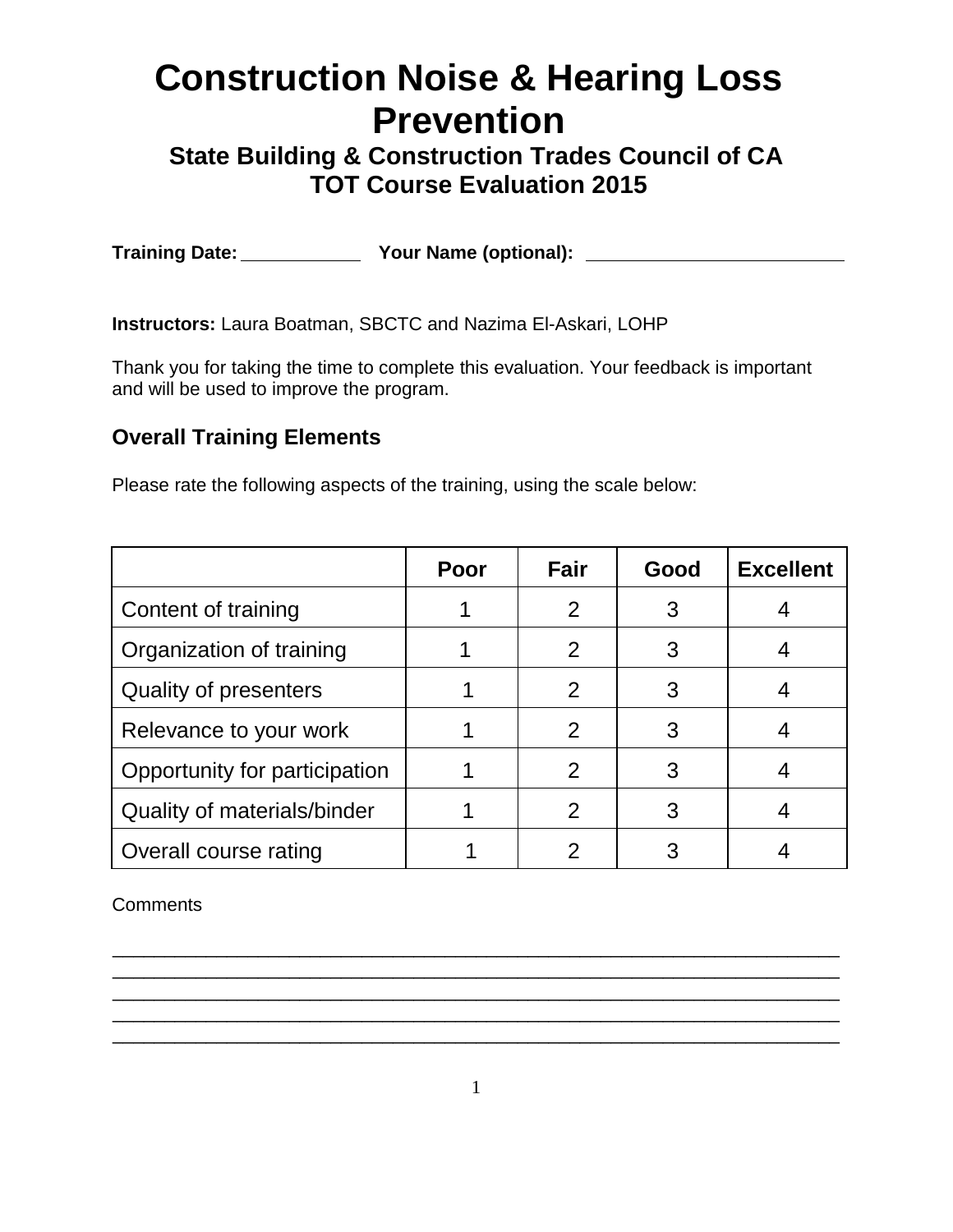# Construction Noise & Hearing Loss Prevention

## State Building & Construction Trades Council of CA
## TOT Course Evaluation 2015

**Training Date:** ____________ **Your Name (optional):** __________________________

**Instructors:** Laura Boatman, SBCTC and Nazima El-Askari, LOHP

Thank you for taking the time to complete this evaluation. Your feedback is important and will be used to improve the program.

### Overall Training Elements

Please rate the following aspects of the training, using the scale below:

| | Poor | Fair | Good | Excellent |
|---|---|---|---|---|
| Content of training | 1 | 2 | 3 | 4 |
| Organization of training | 1 | 2 | 3 | 4 |
| Quality of presenters | 1 | 2 | 3 | 4 |
| Relevance to your work | 1 | 2 | 3 | 4 |
| Opportunity for participation | 1 | 2 | 3 | 4 |
| Quality of materials/binder | 1 | 2 | 3 | 4 |
| Overall course rating | 1 | 2 | 3 | 4 |

Comments

_______________________________________________________________________
_______________________________________________________________________
_______________________________________________________________________
_______________________________________________________________________
_______________________________________________________________________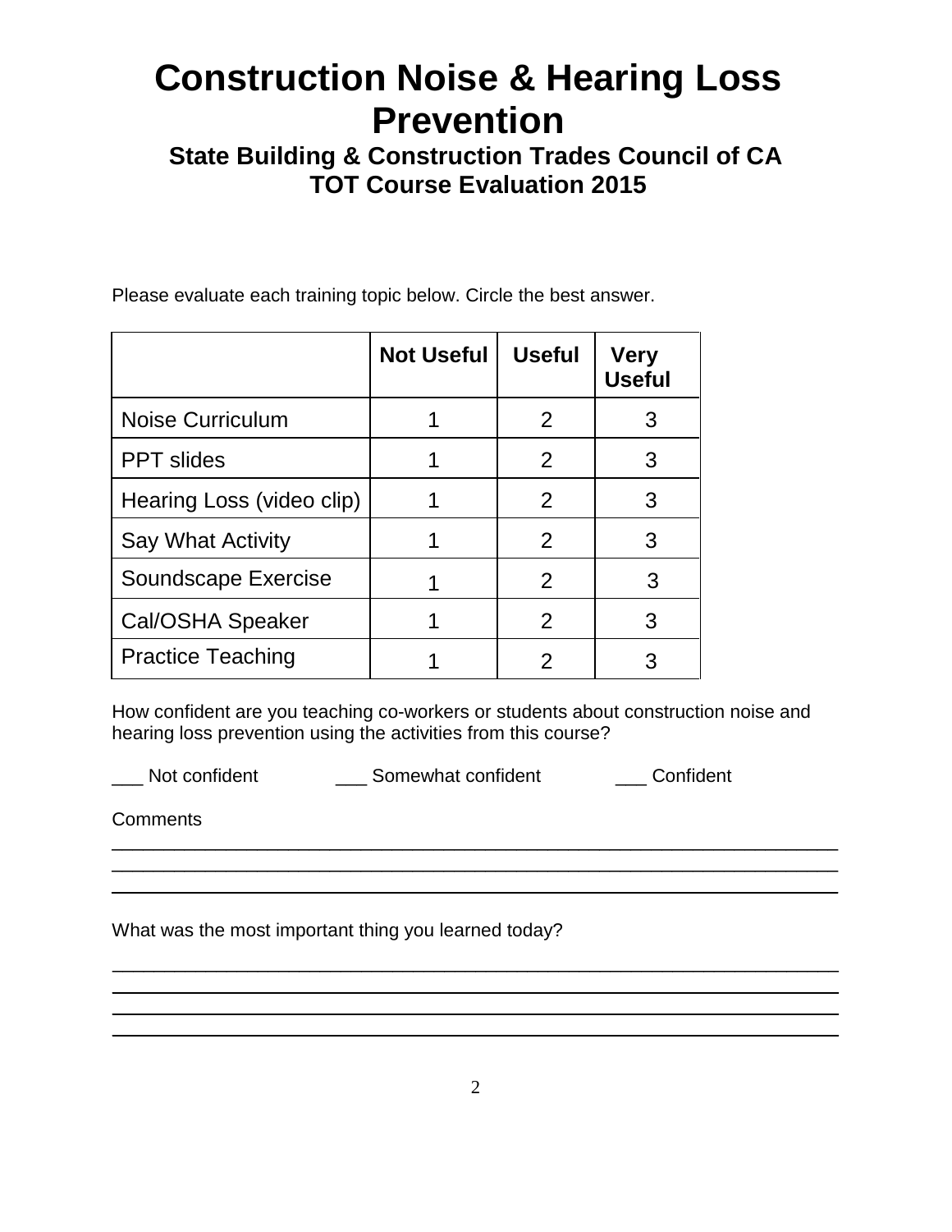# Construction Noise & Hearing Loss Prevention

## State Building & Construction Trades Council of CA
## TOT Course Evaluation 2015

Please evaluate each training topic below. Circle the best answer.

| | Not Useful | Useful | Very Useful |
|---|---|---|---|
| Noise Curriculum | 1 | 2 | 3 |
| PPT slides | 1 | 2 | 3 |
| Hearing Loss (video clip) | 1 | 2 | 3 |
| Say What Activity | 1 | 2 | 3 |
| Soundscape Exercise | 1 | 2 | 3 |
| Cal/OSHA Speaker | 1 | 2 | 3 |
| Practice Teaching | 1 | 2 | 3 |

How confident are you teaching co-workers or students about construction noise and hearing loss prevention using the activities from this course?

___ Not confident ___ Somewhat confident ___ Confident

Comments

___________________________________________________________________________
___________________________________________________________________________
___________________________________________________________________________

What was the most important thing you learned today?

___________________________________________________________________________
___________________________________________________________________________
___________________________________________________________________________
___________________________________________________________________________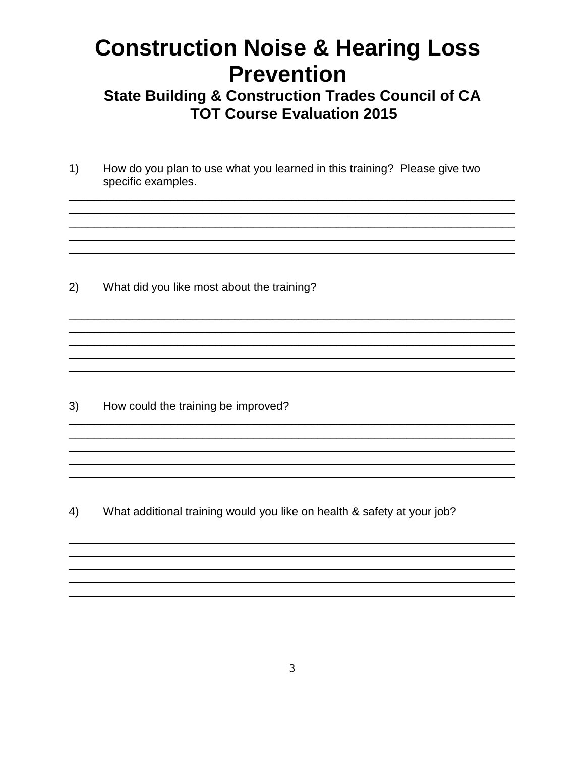# Construction Noise & Hearing Loss Prevention

### State Building & Construction Trades Council of CA
### TOT Course Evaluation 2015

1) How do you plan to use what you learned in this training? Please give two specific examples.

_______________________________________________________________________
_______________________________________________________________________
_______________________________________________________________________
_______________________________________________________________________
_______________________________________________________________________

2) What did you like most about the training?

_______________________________________________________________________
_______________________________________________________________________
_______________________________________________________________________
_______________________________________________________________________
_______________________________________________________________________

3) How could the training be improved?

_______________________________________________________________________
_______________________________________________________________________
_______________________________________________________________________
_______________________________________________________________________
_______________________________________________________________________

4) What additional training would you like on health & safety at your job?

_______________________________________________________________________
_______________________________________________________________________
_______________________________________________________________________
_______________________________________________________________________
_______________________________________________________________________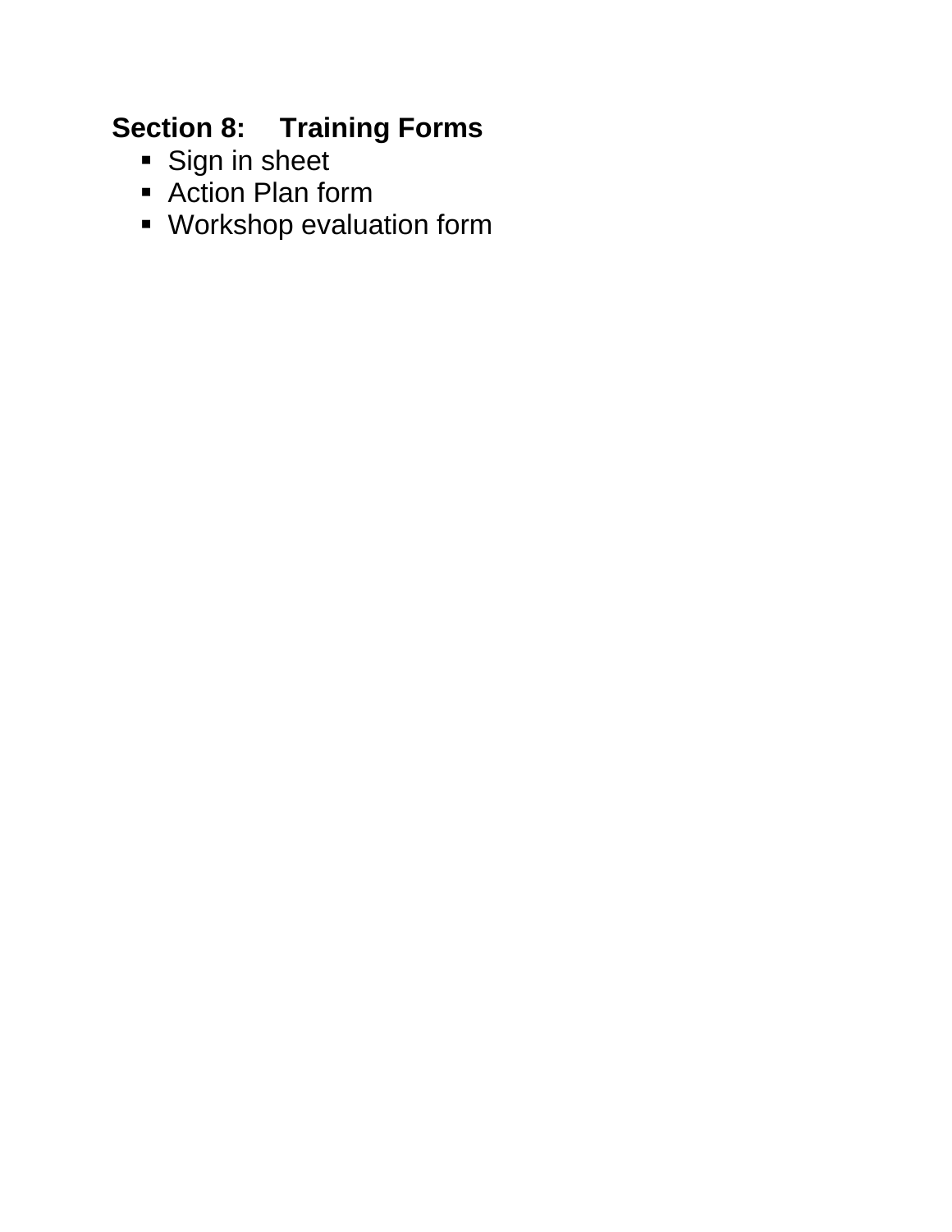## Section 8: Training Forms

- Sign in sheet
- Action Plan form
- Workshop evaluation form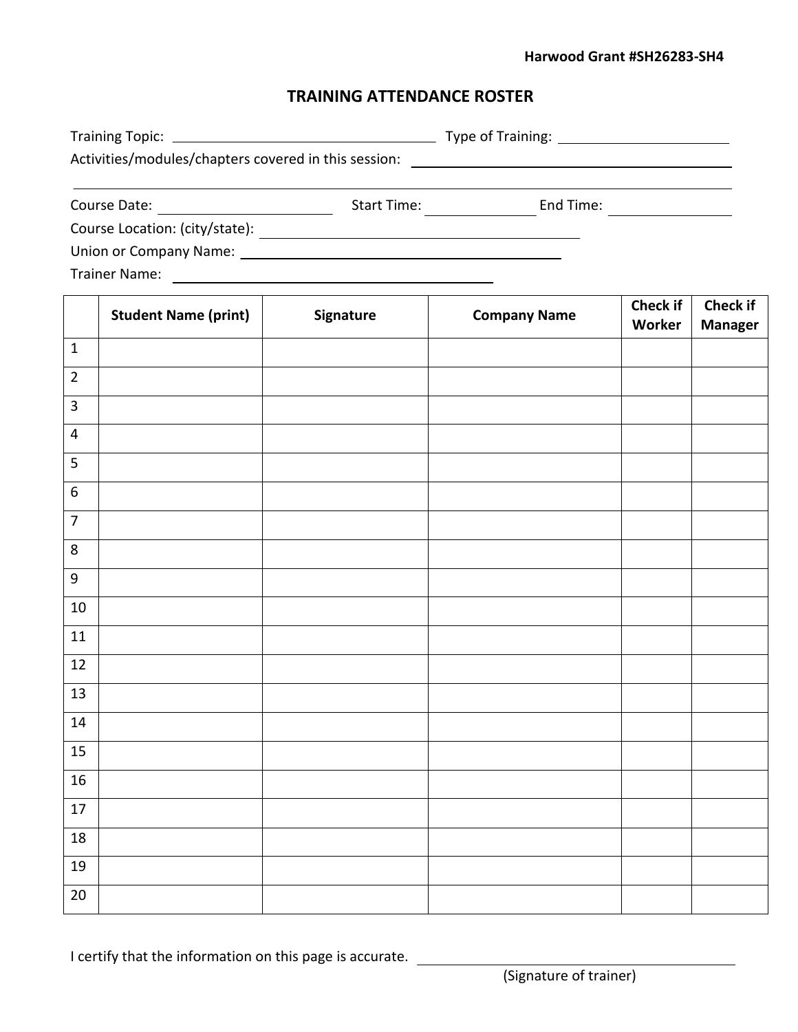**Harwood Grant #SH26283-SH4**

## TRAINING ATTENDANCE ROSTER

Training Topic: ______________________________ Type of Training: ____________________

Activities/modules/chapters covered in this session: ______________________________________

_______________________________________________________________________________

Course Date: ____________________ Start Time: ______________ End Time: ______________

Course Location: (city/state): ______________________________________

Union or Company Name: ____________________________________

Trainer Name: ______________________________________

| | Student Name (print) | Signature | Company Name | Check if Worker | Check if Manager |
|---|---|---|---|---|---|
| 1 | | | | | |
| 2 | | | | | |
| 3 | | | | | |
| 4 | | | | | |
| 5 | | | | | |
| 6 | | | | | |
| 7 | | | | | |
| 8 | | | | | |
| 9 | | | | | |
| 10 | | | | | |
| 11 | | | | | |
| 12 | | | | | |
| 13 | | | | | |
| 14 | | | | | |
| 15 | | | | | |
| 16 | | | | | |
| 17 | | | | | |
| 18 | | | | | |
| 19 | | | | | |
| 20 | | | | | |

I certify that the information on this page is accurate. ______________________________________

(Signature of trainer)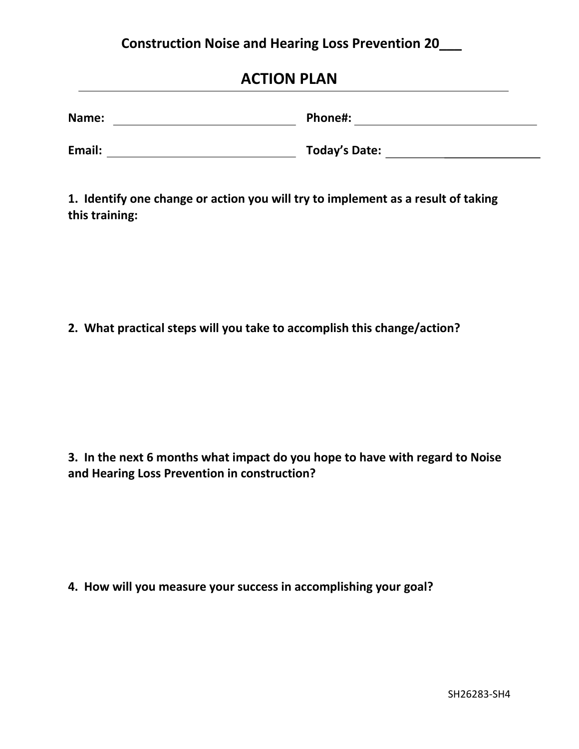**Construction Noise and Hearing Loss Prevention 20___**

# ACTION PLAN

**Name:** ____________________ **Phone#:** ____________________

**Email:** ____________________ **Today's Date:** ____________________

**1. Identify one change or action you will try to implement as a result of taking this training:**

**2. What practical steps will you take to accomplish this change/action?**

**3. In the next 6 months what impact do you hope to have with regard to Noise and Hearing Loss Prevention in construction?**

**4. How will you measure your success in accomplishing your goal?**

SH26283-SH4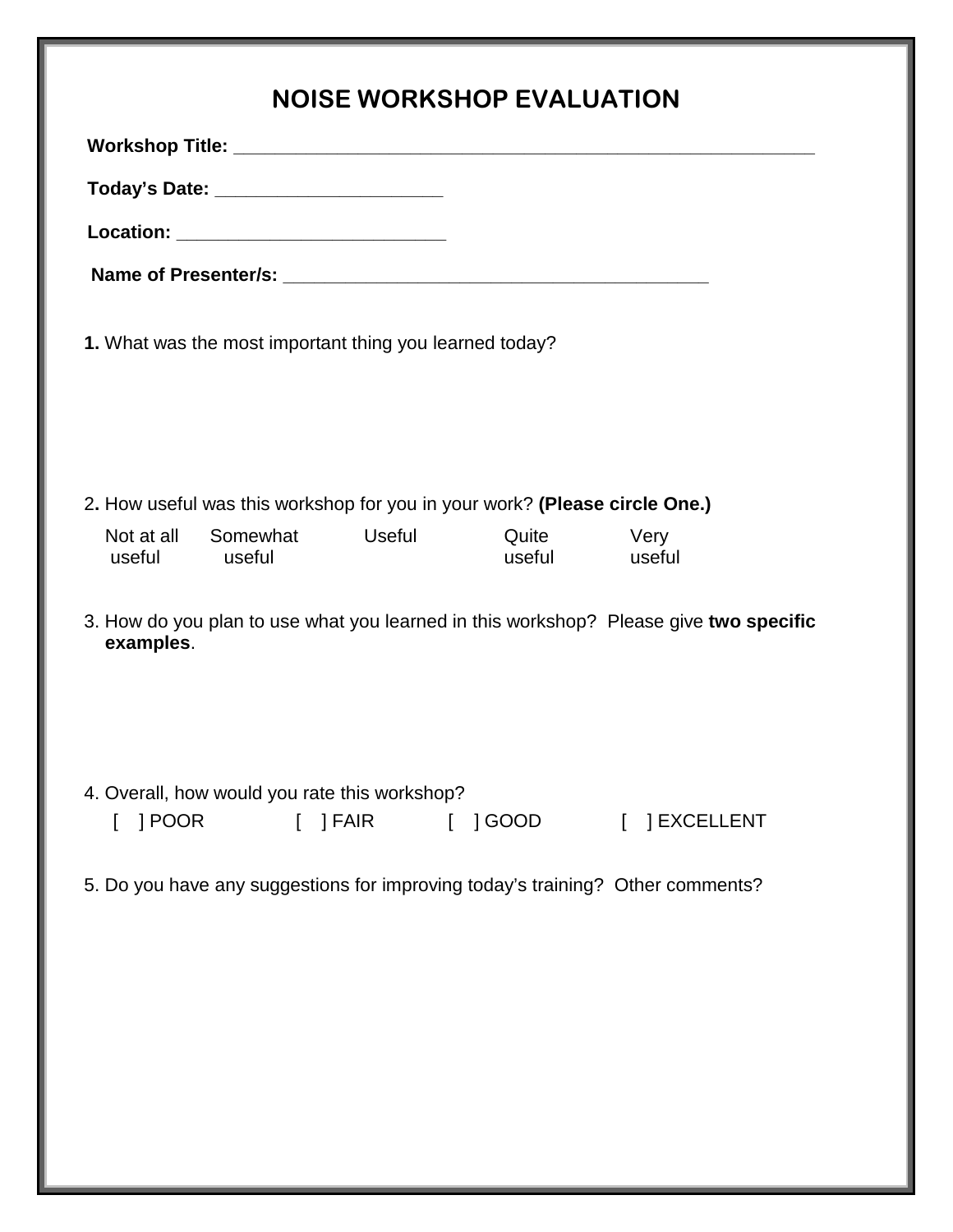# NOISE WORKSHOP EVALUATION

**Workshop Title:** ___________________________________________________________

**Today's Date:** ______________________

**Location:** _________________________

**Name of Presenter/s:** _________________________________________

**1.** What was the most important thing you learned today?

2**.** How useful was this workshop for you in your work? **(Please circle One.)**

| | | | | |
|---|---|---|---|---|
| Not at all useful | Somewhat useful | Useful | Quite useful | Very useful |

3. How do you plan to use what you learned in this workshop? Please give **two specific examples**.

4. Overall, how would you rate this workshop?

[ ] POOR [ ] FAIR [ ] GOOD [ ] EXCELLENT

5. Do you have any suggestions for improving today's training? Other comments?